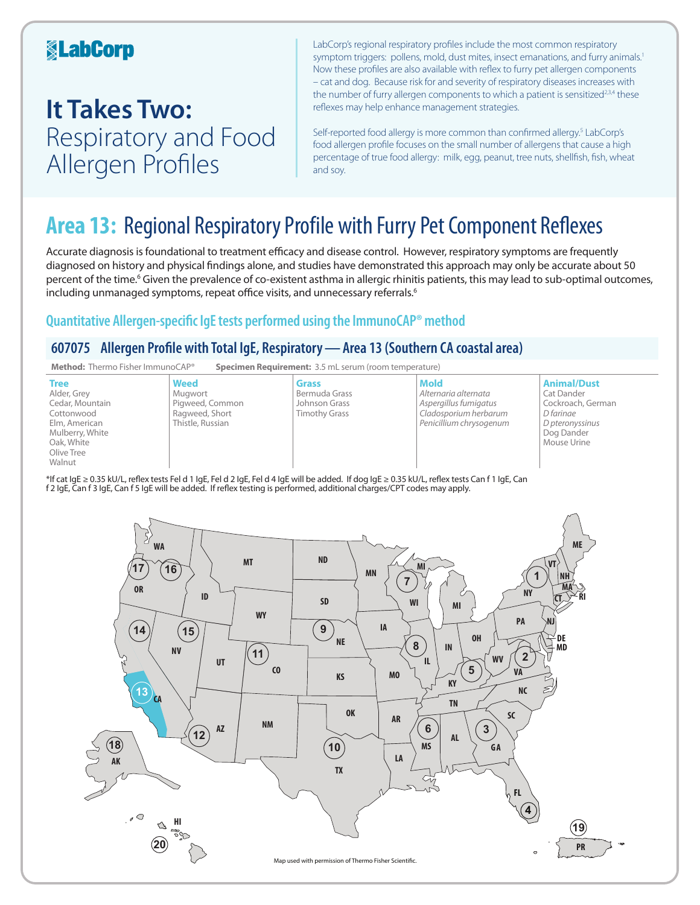# LabCorp

# It Takes Two: Respiratory and Food Allergen Profiles

LabCorp's regional respiratory profiles include the most common respiratory symptom triggers: pollens, mold, dust mites, insect emanations, and furry animals.[1] Now these profiles are also available with reflex to furry pet allergen components – cat and dog. Because risk for and severity of respiratory diseases increases with the number of furry allergen components to which a patient is sensitized[2,3,4] these reflexes may help enhance management strategies.

Self-reported food allergy is more common than confirmed allergy.[5] LabCorp's food allergen profile focuses on the small number of allergens that cause a high percentage of true food allergy: milk, egg, peanut, tree nuts, shellfish, fish, wheat and soy.

## Area 13: Regional Respiratory Profile with Furry Pet Component Reflexes

Accurate diagnosis is foundational to treatment efficacy and disease control. However, respiratory symptoms are frequently diagnosed on history and physical findings alone, and studies have demonstrated this approach may only be accurate about 50 percent of the time.[6] Given the prevalence of co-existent asthma in allergic rhinitis patients, this may lead to sub-optimal outcomes, including unmanaged symptoms, repeat office visits, and unnecessary referrals.[6]

### Quantitative Allergen-specific IgE tests performed using the ImmunoCAP® method

#### 607075 Allergen Profile with Total IgE, Respiratory — Area 13 (Southern CA coastal area)

**Method:** Thermo Fisher ImmunoCAP® **Specimen Requirement:** 3.5 mL serum (room temperature)

| Tree | Weed | Grass | Mold | Animal/Dust |
|---|---|---|---|---|
| Alder, Grey | Mugwort | Bermuda Grass | *Alternaria alternata* | Cat Dander |
| Cedar, Mountain | Pigweed, Common | Johnson Grass | *Aspergillus fumigatus* | Cockroach, German |
| Cottonwood | Ragweed, Short | Timothy Grass | *Cladosporium herbarum* | *D farinae* |
| Elm, American | Thistle, Russian | | *Penicillium chrysogenum* | *D pteronyssinus* |
| Mulberry, White | | | | Dog Dander |
| Oak, White | | | | Mouse Urine |
| Olive Tree | | | | |
| Walnut | | | | |

*If cat IgE ≥ 0.35 kU/L, reflex tests Fel d 1 IgE, Fel d 2 IgE, Fel d 4 IgE will be added. If dog IgE ≥ 0.35 kU/L, reflex tests Can f 1 IgE, Can f 2 IgE, Can f 3 IgE, Can f 5 IgE will be added. If reflex testing is performed, additional charges/CPT codes may apply.

Map used with permission of Thermo Fisher Scientific.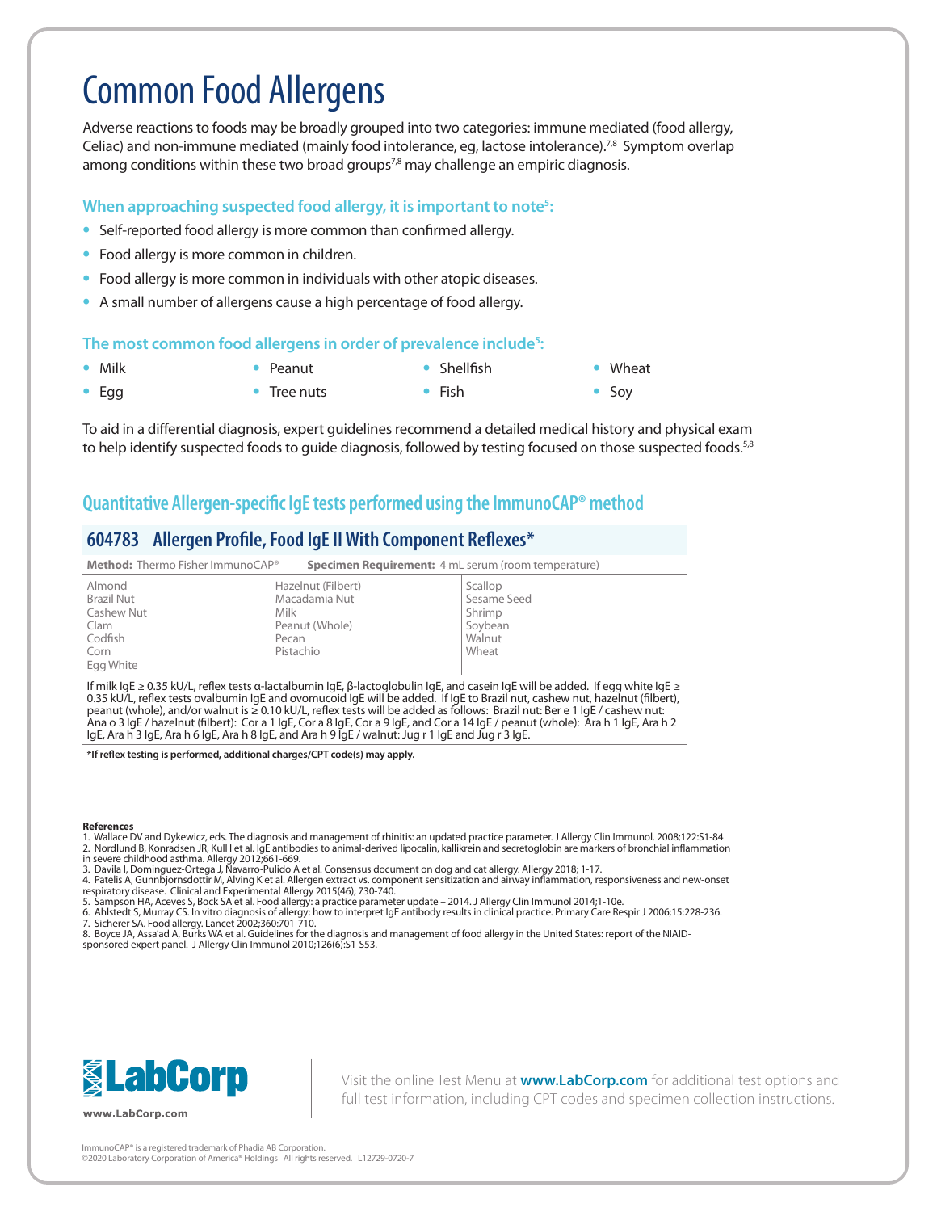# Common Food Allergens

Adverse reactions to foods may be broadly grouped into two categories: immune mediated (food allergy, Celiac) and non-immune mediated (mainly food intolerance, eg, lactose intolerance).[7,8] Symptom overlap among conditions within these two broad groups[7,8] may challenge an empiric diagnosis.

### When approaching suspected food allergy, it is important to note[5]:

- Self-reported food allergy is more common than confirmed allergy.
- Food allergy is more common in children.
- Food allergy is more common in individuals with other atopic diseases.
- A small number of allergens cause a high percentage of food allergy.

### The most common food allergens in order of prevalence include[5]:

- Milk
- Egg
- Peanut
- Tree nuts
- Shellfish
- Fish
- Wheat
- Soy

To aid in a differential diagnosis, expert guidelines recommend a detailed medical history and physical exam to help identify suspected foods to guide diagnosis, followed by testing focused on those suspected foods.[5,8]

## Quantitative Allergen-specific IgE tests performed using the ImmunoCAP® method

### 604783 Allergen Profile, Food IgE II With Component Reflexes*

**Method:** Thermo Fisher ImmunoCAP® **Specimen Requirement:** 4 mL serum (room temperature)

| | | |
|---|---|---|
| Almond | Hazelnut (Filbert) | Scallop |
| Brazil Nut | Macadamia Nut | Sesame Seed |
| Cashew Nut | Milk | Shrimp |
| Clam | Peanut (Whole) | Soybean |
| Codfish | Pecan | Walnut |
| Corn | Pistachio | Wheat |
| Egg White | | |

If milk IgE ≥ 0.35 kU/L, reflex tests α-lactalbumin IgE, β-lactoglobulin IgE, and casein IgE will be added. If egg white IgE ≥ 0.35 kU/L, reflex tests ovalbumin IgE and ovomucoid IgE will be added. If IgE to Brazil nut, cashew nut, hazelnut (filbert), peanut (whole), and/or walnut is ≥ 0.10 kU/L, reflex tests will be added as follows: Brazil nut: Ber e 1 IgE / cashew nut: Ana o 3 IgE / hazelnut (filbert): Cor a 1 IgE, Cor a 8 IgE, Cor a 9 IgE, and Cor a 14 IgE / peanut (whole): Ara h 1 IgE, Ara h 2 IgE, Ara h 3 IgE, Ara h 6 IgE, Ara h 8 IgE, and Ara h 9 IgE / walnut: Jug r 1 IgE and Jug r 3 IgE.

***If reflex testing is performed, additional charges/CPT code(s) may apply.**

**References**

1. Wallace DV and Dykewicz, eds. The diagnosis and management of rhinitis: an updated practice parameter. J Allergy Clin Immunol. 2008;122:S1-84
2. Nordlund B, Konradsen JR, Kull I et al. IgE antibodies to animal-derived lipocalin, kallikrein and secretoglobin are markers of bronchial inflammation in severe childhood asthma. Allergy 2012;661-669.
3. Davila I, Dominguez-Ortega J, Navarro-Pulido A et al. Consensus document on dog and cat allergy. Allergy 2018; 1-17.
4. Patelis A, Gunnbjornsdottir M, Alving K et al. Allergen extract vs. component sensitization and airway inflammation, responsiveness and new-onset respiratory disease. Clinical and Experimental Allergy 2015(46); 730-740.
5. Sampson HA, Aceves S, Bock SA et al. Food allergy: a practice parameter update – 2014. J Allergy Clin Immunol 2014;1-10e.
6. Ahlstedt S, Murray CS. In vitro diagnosis of allergy: how to interpret IgE antibody results in clinical practice. Primary Care Respir J 2006;15:228-236.
7. Sicherer SA. Food allergy. Lancet 2002;360:701-710.
8. Boyce JA, Assa'ad A, Burks WA et al. Guidelines for the diagnosis and management of food allergy in the United States: report of the NIAID-sponsored expert panel. J Allergy Clin Immunol 2010;126(6):S1-S53.

LabCorp

www.LabCorp.com

Visit the online Test Menu at **www.LabCorp.com** for additional test options and full test information, including CPT codes and specimen collection instructions.

ImmunoCAP® is a registered trademark of Phadia AB Corporation.
©2020 Laboratory Corporation of America® Holdings All rights reserved. L12729-0720-7